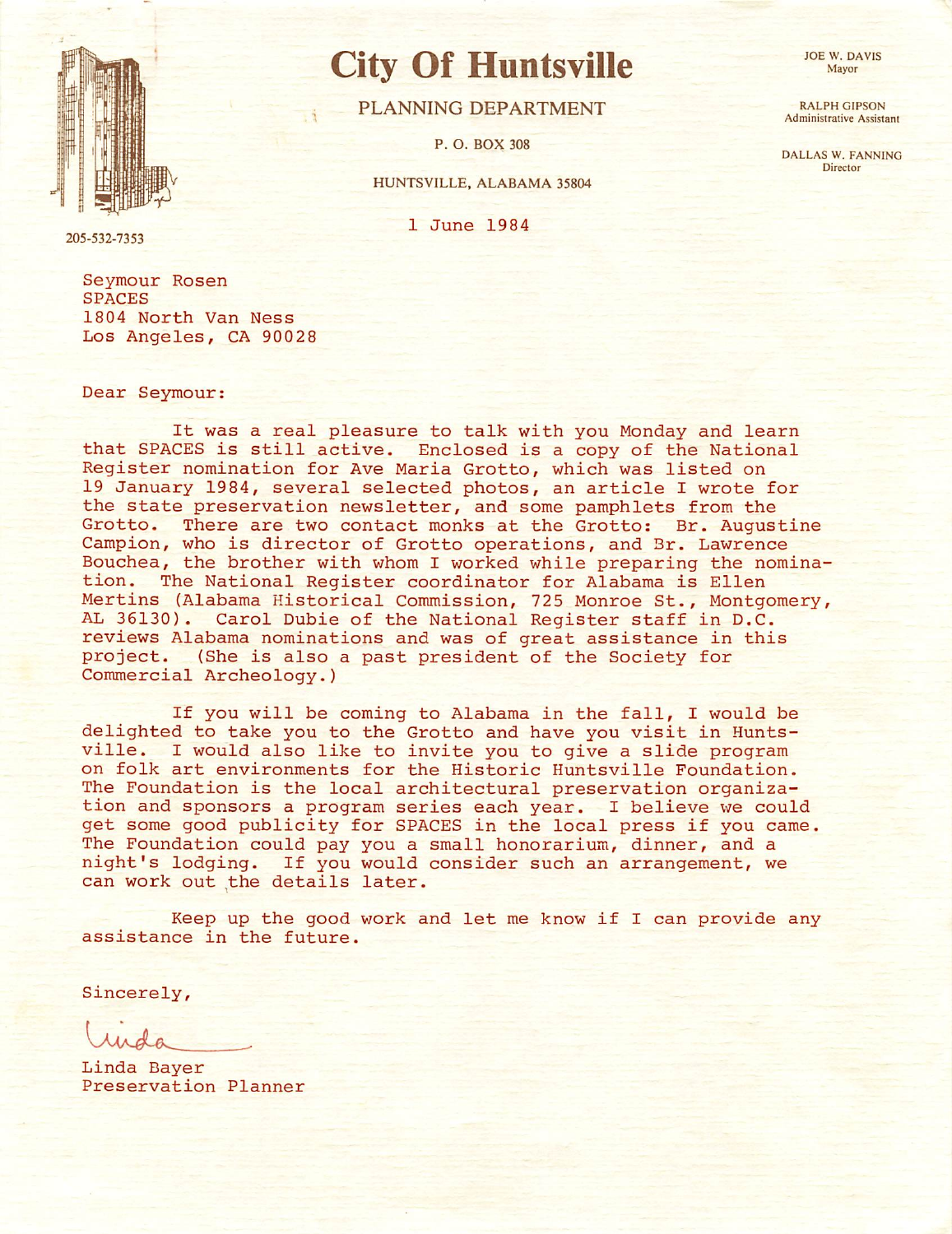# City Of Huntsville

PLANNING DEPARTMENT

P. O. BOX 308

HUNTSVILLE, ALABAMA 35804

JOE W. DAVIS
Mayor

RALPH GIPSON
Administrative Assistant

DALLAS W. FANNING
Director

205-532-7353

1 June 1984

Seymour Rosen
SPACES
1804 North Van Ness
Los Angeles, CA 90028

Dear Seymour:

It was a real pleasure to talk with you Monday and learn that SPACES is still active. Enclosed is a copy of the National Register nomination for Ave Maria Grotto, which was listed on 19 January 1984, several selected photos, an article I wrote for the state preservation newsletter, and some pamphlets from the Grotto. There are two contact monks at the Grotto: Br. Augustine Campion, who is director of Grotto operations, and Br. Lawrence Bouchea, the brother with whom I worked while preparing the nomination. The National Register coordinator for Alabama is Ellen Mertins (Alabama Historical Commission, 725 Monroe St., Montgomery, AL 36130). Carol Dubie of the National Register staff in D.C. reviews Alabama nominations and was of great assistance in this project. (She is also a past president of the Society for Commercial Archeology.)

If you will be coming to Alabama in the fall, I would be delighted to take you to the Grotto and have you visit in Huntsville. I would also like to invite you to give a slide program on folk art environments for the Historic Huntsville Foundation. The Foundation is the local architectural preservation organization and sponsors a program series each year. I believe we could get some good publicity for SPACES in the local press if you came. The Foundation could pay you a small honorarium, dinner, and a night's lodging. If you would consider such an arrangement, we can work out the details later.

Keep up the good work and let me know if I can provide any assistance in the future.

Sincerely,

Linda

Linda Bayer
Preservation Planner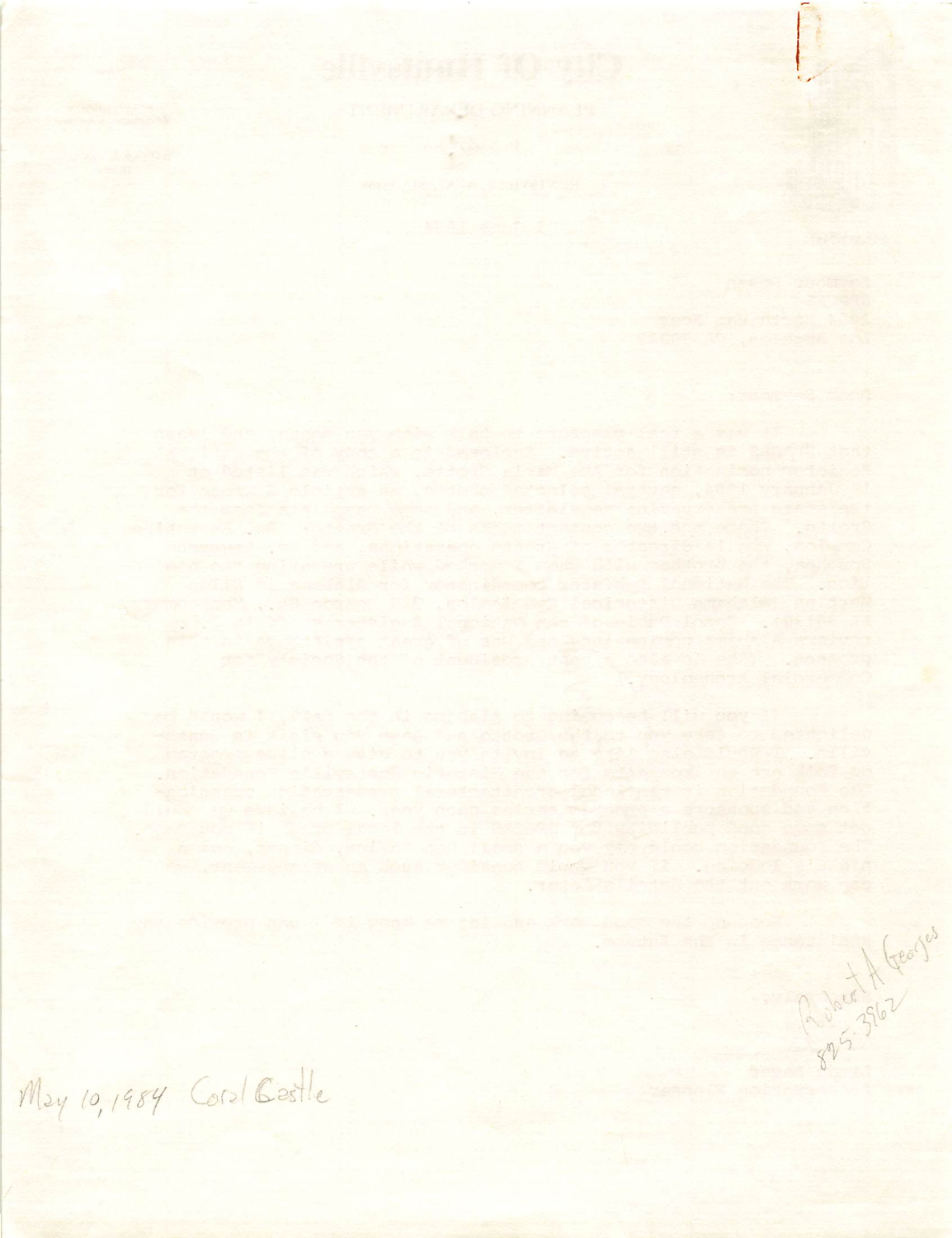Robert A Georges
825-3962

May 10, 1984 Coral Castle